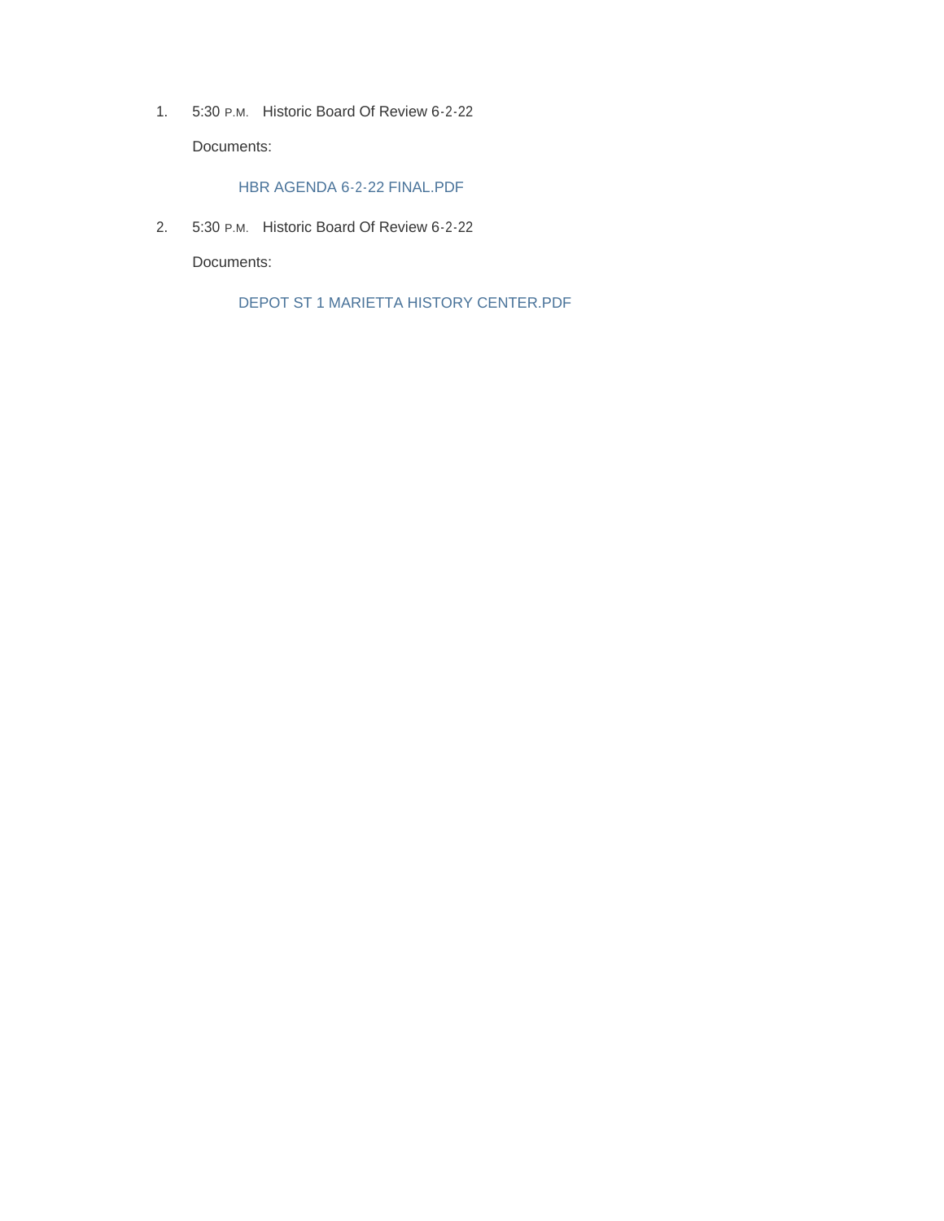1. 5:30 P.M. Historic Board Of Review 6-2-22

   Documents:

   HBR AGENDA 6-2-22 FINAL.PDF

2. 5:30 P.M. Historic Board Of Review 6-2-22

   Documents:

   DEPOT ST 1 MARIETTA HISTORY CENTER.PDF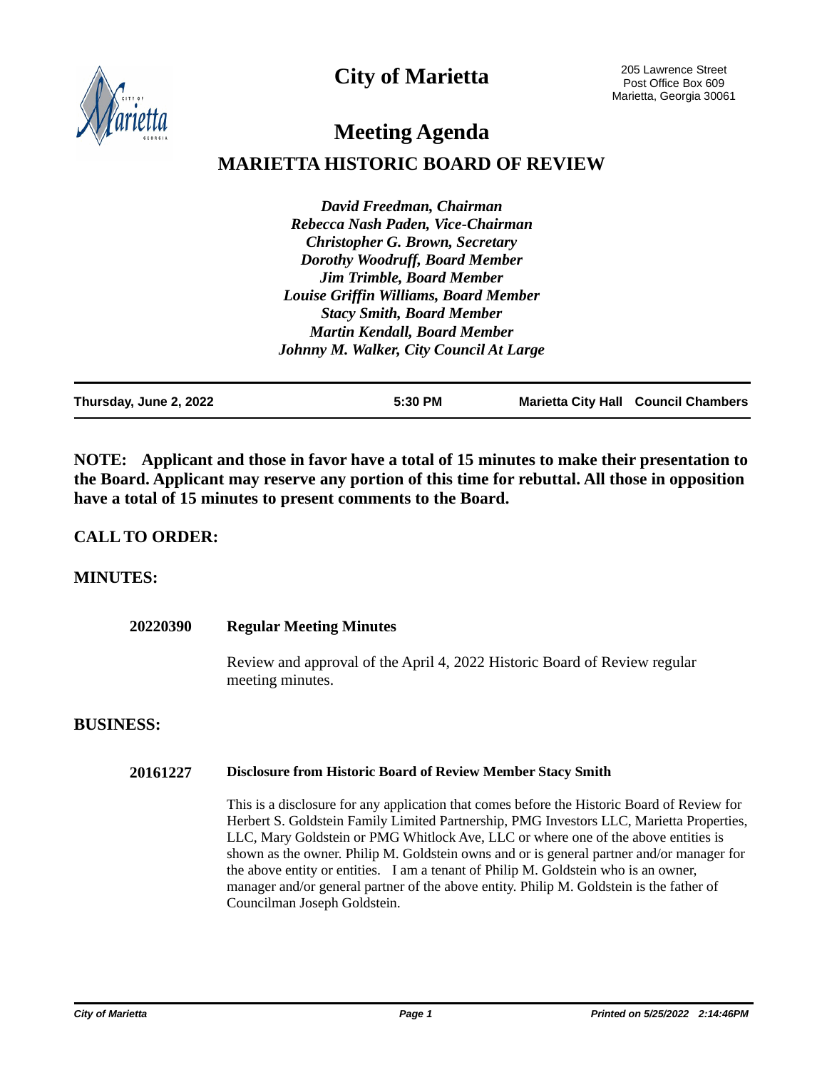# City of Marietta

205 Lawrence Street
Post Office Box 609
Marietta, Georgia 30061

# Meeting Agenda

## MARIETTA HISTORIC BOARD OF REVIEW

*David Freedman, Chairman*
*Rebecca Nash Paden, Vice-Chairman*
*Christopher G. Brown, Secretary*
*Dorothy Woodruff, Board Member*
*Jim Trimble, Board Member*
*Louise Griffin Williams, Board Member*
*Stacy Smith, Board Member*
*Martin Kendall, Board Member*
*Johnny M. Walker, City Council At Large*

**Thursday, June 2, 2022** **5:30 PM** **Marietta City Hall Council Chambers**

**NOTE: Applicant and those in favor have a total of 15 minutes to make their presentation to the Board. Applicant may reserve any portion of this time for rebuttal. All those in opposition have a total of 15 minutes to present comments to the Board.**

## CALL TO ORDER:

## MINUTES:

**20220390 Regular Meeting Minutes**

Review and approval of the April 4, 2022 Historic Board of Review regular meeting minutes.

## BUSINESS:

**20161227 Disclosure from Historic Board of Review Member Stacy Smith**

This is a disclosure for any application that comes before the Historic Board of Review for Herbert S. Goldstein Family Limited Partnership, PMG Investors LLC, Marietta Properties, LLC, Mary Goldstein or PMG Whitlock Ave, LLC or where one of the above entities is shown as the owner. Philip M. Goldstein owns and or is general partner and/or manager for the above entity or entities. I am a tenant of Philip M. Goldstein who is an owner, manager and/or general partner of the above entity. Philip M. Goldstein is the father of Councilman Joseph Goldstein.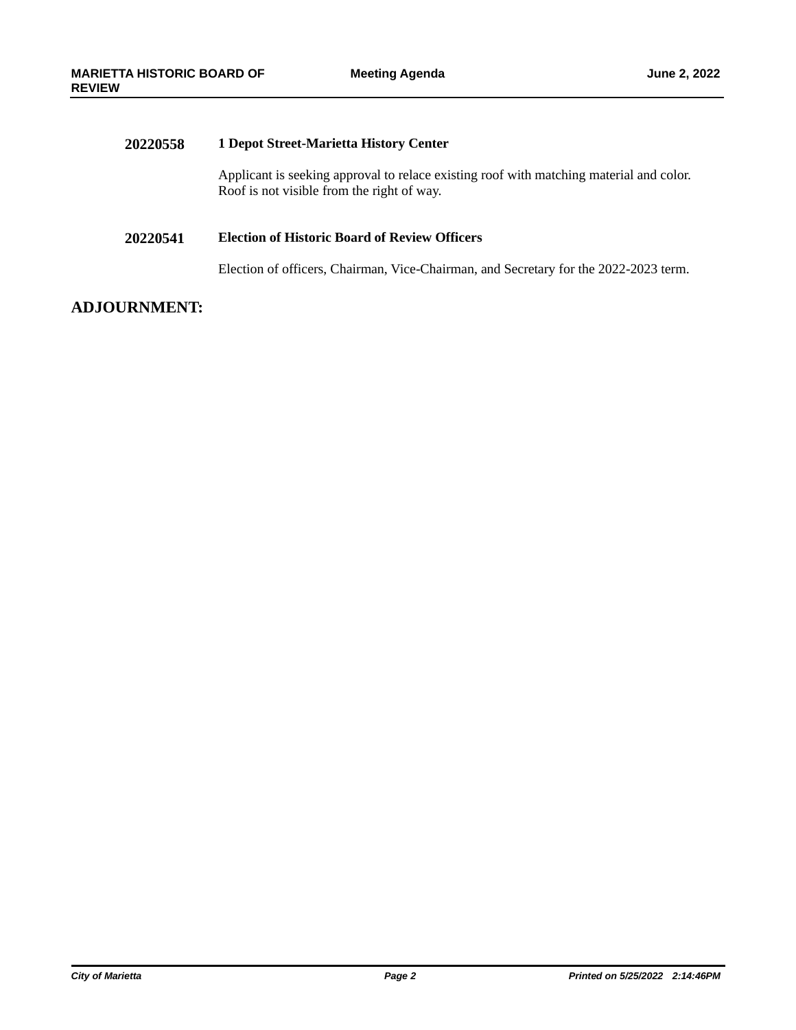**20220558** **1 Depot Street-Marietta History Center**

Applicant is seeking approval to relace existing roof with matching material and color. Roof is not visible from the right of way.

**20220541** **Election of Historic Board of Review Officers**

Election of officers, Chairman, Vice-Chairman, and Secretary for the 2022-2023 term.

## ADJOURNMENT: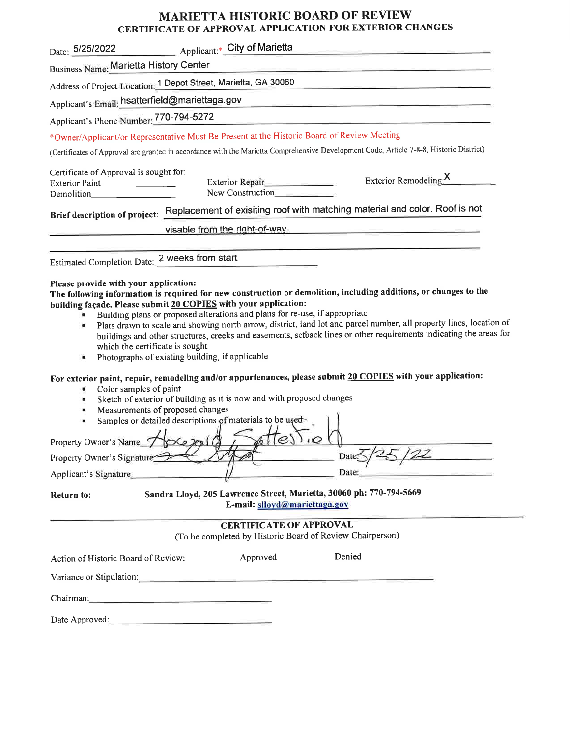# MARIETTA HISTORIC BOARD OF REVIEW

## CERTIFICATE OF APPROVAL APPLICATION FOR EXTERIOR CHANGES

Date: 5/25/2022 Applicant:* City of Marietta

Business Name: Marietta History Center

Address of Project Location: 1 Depot Street, Marietta, GA 30060

Applicant's Email: hsatterfield@mariettaga.gov

Applicant's Phone Number: 770-794-5272

*Owner/Applicant/or Representative Must Be Present at the Historic Board of Review Meeting

(Certificates of Approval are granted in accordance with the Marietta Comprehensive Development Code, Article 7-8-8, Historic District)

Certificate of Approval is sought for:

Exterior Paint\_\_\_\_\_\_\_\_ Exterior Repair\_\_\_\_\_\_\_\_ Exterior Remodeling X

Demolition\_\_\_\_\_\_\_\_ New Construction\_\_\_\_\_\_\_\_

**Brief description of project:** Replacement of exisiting roof with matching material and color. Roof is not visable from the right-of-way.

Estimated Completion Date: 2 weeks from start

**Please provide with your application:**

**The following information is required for new construction or demolition, including additions, or changes to the building façade. Please submit 20 COPIES with your application:**

- Building plans or proposed alterations and plans for re-use, if appropriate
- Plats drawn to scale and showing north arrow, district, land lot and parcel number, all property lines, location of buildings and other structures, creeks and easements, setback lines or other requirements indicating the areas for which the certificate is sought
- Photographs of existing building, if applicable

**For exterior paint, repair, remodeling and/or appurtenances, please submit 20 COPIES with your application:**

- Color samples of paint
- Sketch of exterior of building as it is now and with proposed changes
- Measurements of proposed changes
- Samples or detailed descriptions of materials to be used

Property Owner's Name Howard Satterfield

Property Owner's Signature [signature] Date 5/25/22

Applicant's Signature\_\_\_\_\_\_\_\_ Date:\_\_\_\_\_\_\_\_

**Return to:** **Sandra Lloyd, 205 Lawrence Street, Marietta, 30060 ph: 770-794-5669**
**E-mail: slloyd@mariettaga.gov**

---

### CERTIFICATE OF APPROVAL

(To be completed by Historic Board of Review Chairperson)

Action of Historic Board of Review: Approved Denied

Variance or Stipulation:\_\_\_\_\_\_\_\_

Chairman:\_\_\_\_\_\_\_\_

Date Approved:\_\_\_\_\_\_\_\_